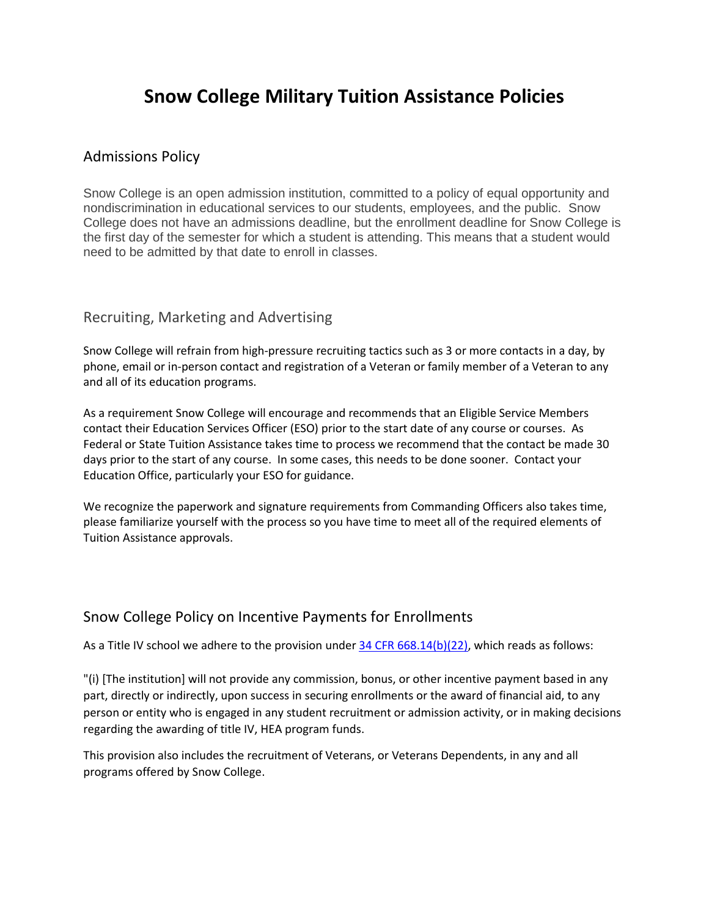# Snow College Military Tuition Assistance Policies

## Admissions Policy

Snow College is an open admission institution, committed to a policy of equal opportunity and nondiscrimination in educational services to our students, employees, and the public. Snow College does not have an admissions deadline, but the enrollment deadline for Snow College is the first day of the semester for which a student is attending. This means that a student would need to be admitted by that date to enroll in classes.

## Recruiting, Marketing and Advertising

Snow College will refrain from high-pressure recruiting tactics such as 3 or more contacts in a day, by phone, email or in-person contact and registration of a Veteran or family member of a Veteran to any and all of its education programs.

As a requirement Snow College will encourage and recommends that an Eligible Service Members contact their Education Services Officer (ESO) prior to the start date of any course or courses. As Federal or State Tuition Assistance takes time to process we recommend that the contact be made 30 days prior to the start of any course. In some cases, this needs to be done sooner. Contact your Education Office, particularly your ESO for guidance.

We recognize the paperwork and signature requirements from Commanding Officers also takes time, please familiarize yourself with the process so you have time to meet all of the required elements of Tuition Assistance approvals.

## Snow College Policy on Incentive Payments for Enrollments

As a Title IV school we adhere to the provision under [34 CFR 668.14(b)(22)](), which reads as follows:

"(i) [The institution] will not provide any commission, bonus, or other incentive payment based in any part, directly or indirectly, upon success in securing enrollments or the award of financial aid, to any person or entity who is engaged in any student recruitment or admission activity, or in making decisions regarding the awarding of title IV, HEA program funds.

This provision also includes the recruitment of Veterans, or Veterans Dependents, in any and all programs offered by Snow College.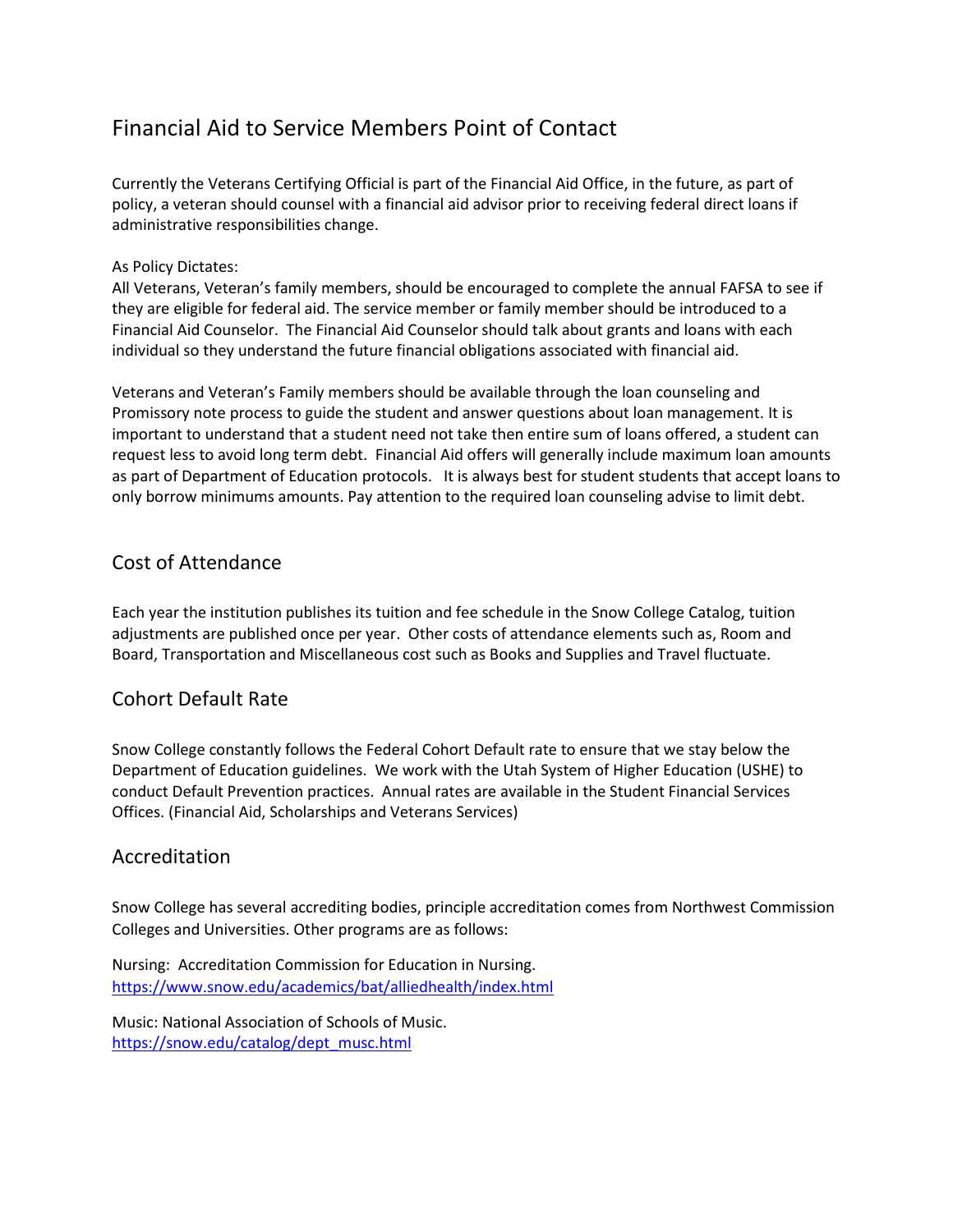## Financial Aid to Service Members Point of Contact

Currently the Veterans Certifying Official is part of the Financial Aid Office, in the future, as part of policy, a veteran should counsel with a financial aid advisor prior to receiving federal direct loans if administrative responsibilities change.

As Policy Dictates:
All Veterans, Veteran's family members, should be encouraged to complete the annual FAFSA to see if they are eligible for federal aid. The service member or family member should be introduced to a Financial Aid Counselor. The Financial Aid Counselor should talk about grants and loans with each individual so they understand the future financial obligations associated with financial aid.

Veterans and Veteran's Family members should be available through the loan counseling and Promissory note process to guide the student and answer questions about loan management. It is important to understand that a student need not take then entire sum of loans offered, a student can request less to avoid long term debt. Financial Aid offers will generally include maximum loan amounts as part of Department of Education protocols. It is always best for student students that accept loans to only borrow minimums amounts. Pay attention to the required loan counseling advise to limit debt.

## Cost of Attendance

Each year the institution publishes its tuition and fee schedule in the Snow College Catalog, tuition adjustments are published once per year. Other costs of attendance elements such as, Room and Board, Transportation and Miscellaneous cost such as Books and Supplies and Travel fluctuate.

## Cohort Default Rate

Snow College constantly follows the Federal Cohort Default rate to ensure that we stay below the Department of Education guidelines. We work with the Utah System of Higher Education (USHE) to conduct Default Prevention practices. Annual rates are available in the Student Financial Services Offices. (Financial Aid, Scholarships and Veterans Services)

## Accreditation

Snow College has several accrediting bodies, principle accreditation comes from Northwest Commission Colleges and Universities. Other programs are as follows:

Nursing: Accreditation Commission for Education in Nursing.
https://www.snow.edu/academics/bat/alliedhealth/index.html

Music: National Association of Schools of Music.
https://snow.edu/catalog/dept_musc.html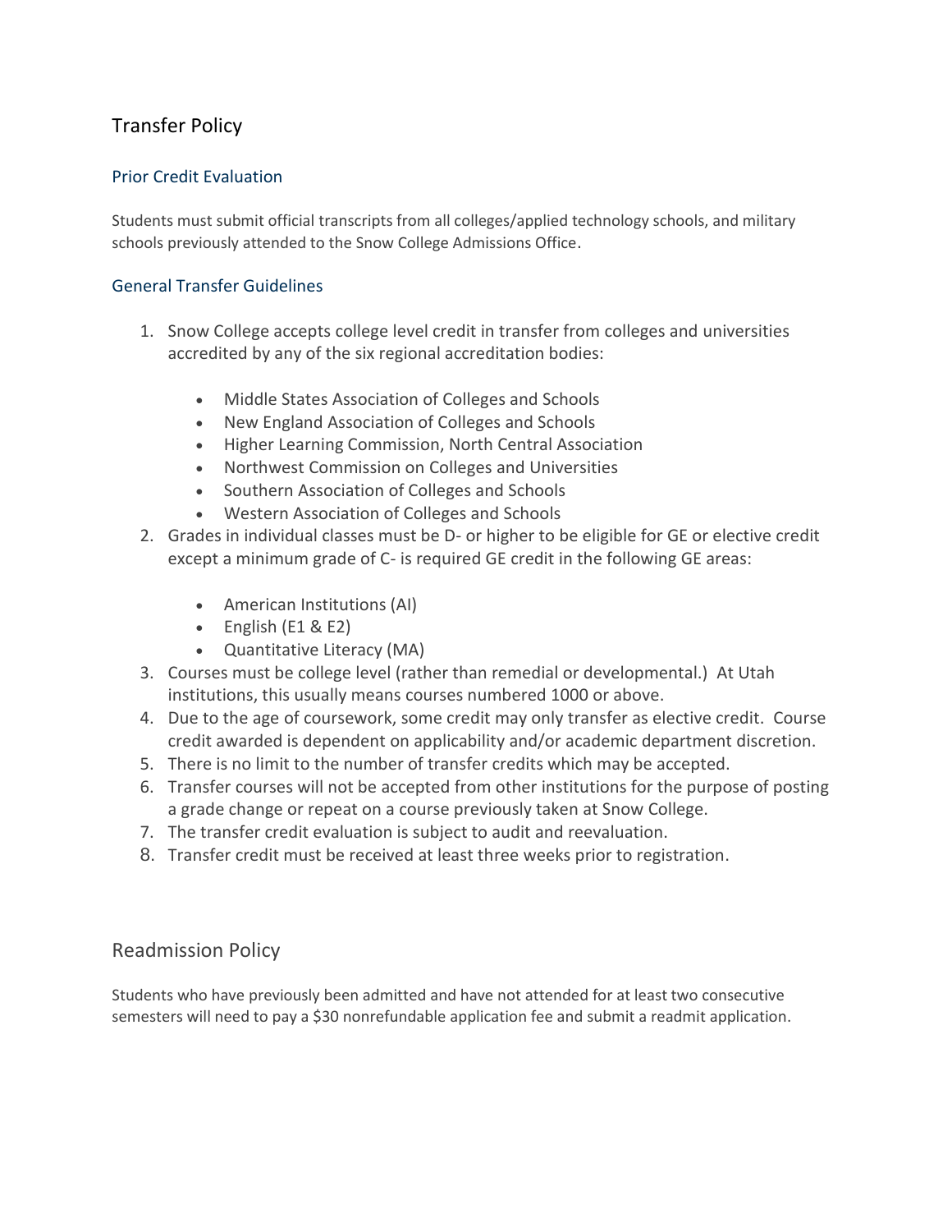## Transfer Policy

### Prior Credit Evaluation

Students must submit official transcripts from all colleges/applied technology schools, and military schools previously attended to the Snow College Admissions Office.

### General Transfer Guidelines

1. Snow College accepts college level credit in transfer from colleges and universities accredited by any of the six regional accreditation bodies:
   - Middle States Association of Colleges and Schools
   - New England Association of Colleges and Schools
   - Higher Learning Commission, North Central Association
   - Northwest Commission on Colleges and Universities
   - Southern Association of Colleges and Schools
   - Western Association of Colleges and Schools
2. Grades in individual classes must be D- or higher to be eligible for GE or elective credit except a minimum grade of C- is required GE credit in the following GE areas:
   - American Institutions (AI)
   - English (E1 & E2)
   - Quantitative Literacy (MA)
3. Courses must be college level (rather than remedial or developmental.) At Utah institutions, this usually means courses numbered 1000 or above.
4. Due to the age of coursework, some credit may only transfer as elective credit. Course credit awarded is dependent on applicability and/or academic department discretion.
5. There is no limit to the number of transfer credits which may be accepted.
6. Transfer courses will not be accepted from other institutions for the purpose of posting a grade change or repeat on a course previously taken at Snow College.
7. The transfer credit evaluation is subject to audit and reevaluation.
8. Transfer credit must be received at least three weeks prior to registration.

## Readmission Policy

Students who have previously been admitted and have not attended for at least two consecutive semesters will need to pay a $30 nonrefundable application fee and submit a readmit application.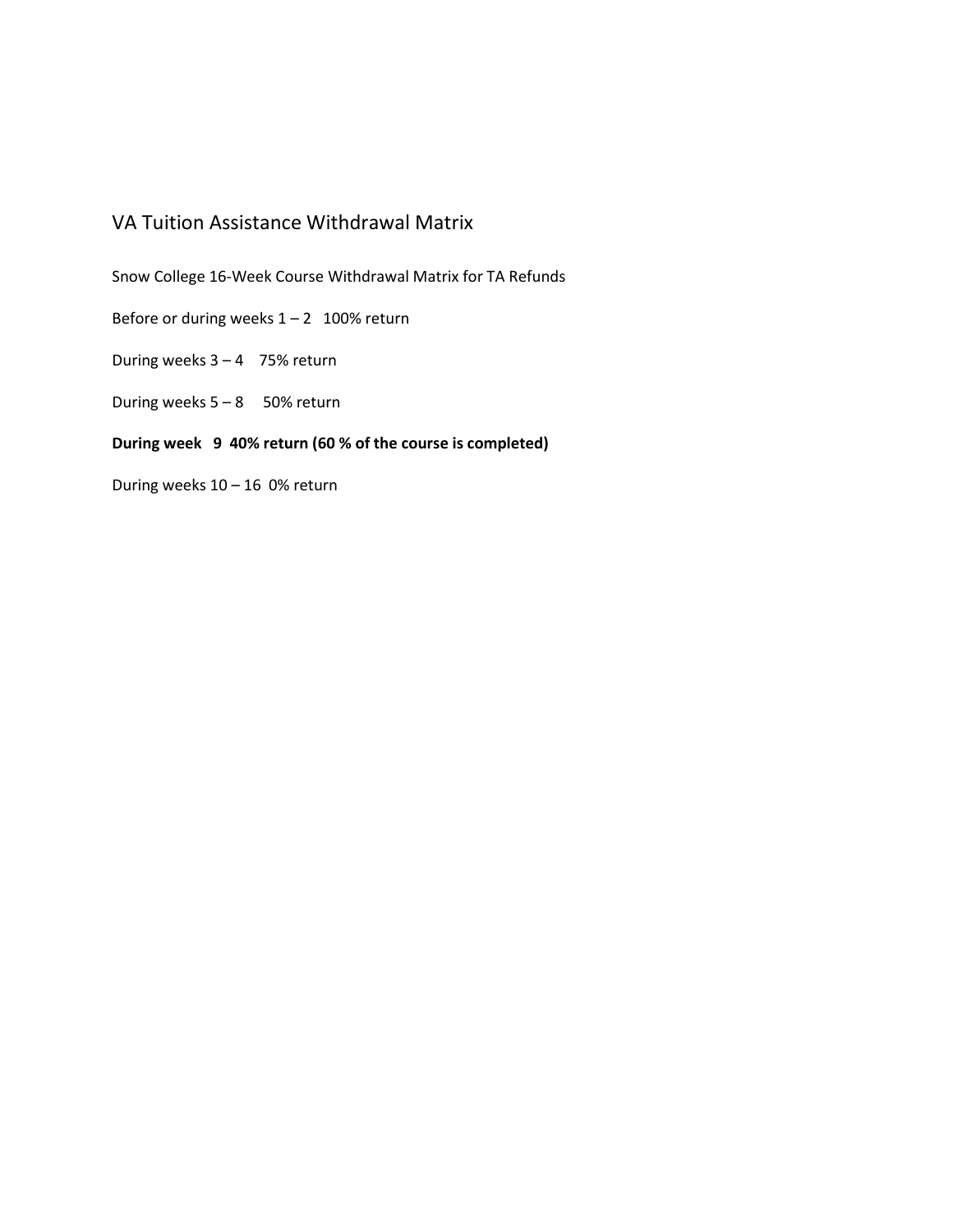# VA Tuition Assistance Withdrawal Matrix

Snow College 16-Week Course Withdrawal Matrix for TA Refunds

Before or during weeks 1 – 2   100% return

During weeks 3 – 4    75% return

During weeks 5 – 8     50% return

**During week   9  40% return (60 % of the course is completed)**

During weeks 10 – 16  0% return